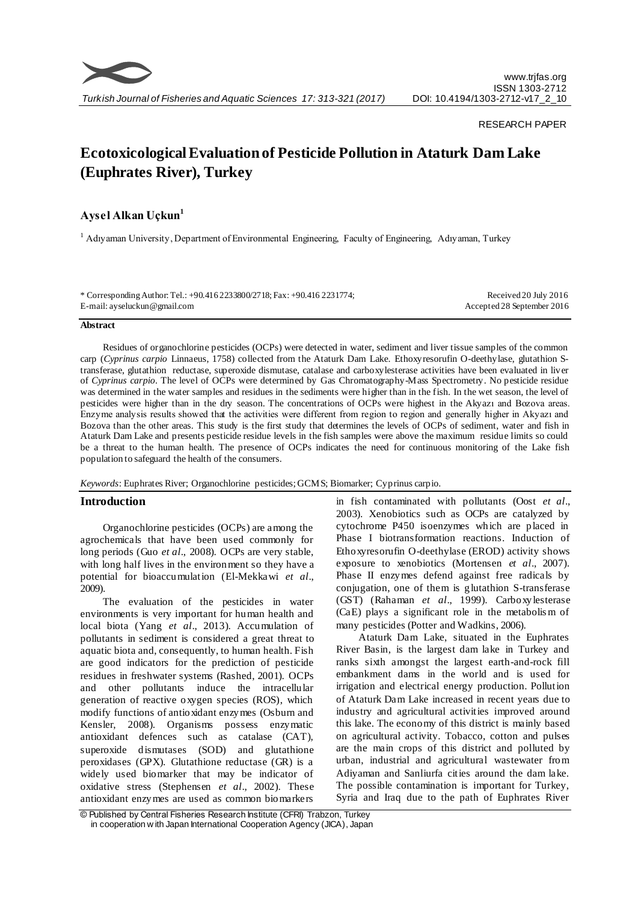RESEARCH PAPER

# Ecotoxicological Evaluation of Pesticide Pollution in Ataturk Dam Lake (Euphrates River), Turkey

## Aysel Alkan Uçkun[1]

[1] Adıyaman University, Department of Environmental Engineering, Faculty of Engineering, Adıyaman, Turkey

\* Corresponding Author: Tel.: +90.416 2233800/2718; Fax: +90.416 2231774;
E-mail: ayseluckun@gmail.com

Received 20 July 2016
Accepted 28 September 2016

### Abstract

Residues of organochlorine pesticides (OCPs) were detected in water, sediment and liver tissue samples of the common carp (*Cyprinus carpio* Linnaeus, 1758) collected from the Ataturk Dam Lake. Ethoxyresorufin O-deethylase, glutathion S-transferase, glutathion reductase, superoxide dismutase, catalase and carboxylesterase activities have been evaluated in liver of *Cyprinus carpio*. The level of OCPs were determined by Gas Chromatography-Mass Spectrometry. No pesticide residue was determined in the water samples and residues in the sediments were higher than in the fish. In the wet season, the level of pesticides were higher than in the dry season. The concentrations of OCPs were highest in the Akyazı and Bozova areas. Enzyme analysis results showed that the activities were different from region to region and generally higher in Akyazı and Bozova than the other areas. This study is the first study that determines the levels of OCPs of sediment, water and fish in Ataturk Dam Lake and presents pesticide residue levels in the fish samples were above the maximum residue limits so could be a threat to the human health. The presence of OCPs indicates the need for continuous monitoring of the Lake fish population to safeguard the health of the consumers.

*Keywords*: Euphrates River; Organochlorine pesticides; GCMS; Biomarker; Cyprinus carpio.

## Introduction

Organochlorine pesticides (OCPs) are among the agrochemicals that have been used commonly for long periods (Guo *et al*., 2008). OCPs are very stable, with long half lives in the environment so they have a potential for bioaccumulation (El-Mekkawi *et al*., 2009).

The evaluation of the pesticides in water environments is very important for human health and local biota (Yang *et al*., 2013). Accumulation of pollutants in sediment is considered a great threat to aquatic biota and, consequently, to human health. Fish are good indicators for the prediction of pesticide residues in freshwater systems (Rashed, 2001). OCPs and other pollutants induce the intracellular generation of reactive oxygen species (ROS), which modify functions of antioxidant enzymes (Osburn and Kensler, 2008). Organisms possess enzymatic antioxidant defences such as catalase (CAT), superoxide dismutases (SOD) and glutathione peroxidases (GPX). Glutathione reductase (GR) is a widely used biomarker that may be indicator of oxidative stress (Stephensen *et al*., 2002). These antioxidant enzymes are used as common biomarkers in fish contaminated with pollutants (Oost *et al*., 2003). Xenobiotics such as OCPs are catalyzed by cytochrome P450 isoenzymes which are placed in Phase I biotransformation reactions. Induction of Ethoxyresorufin O-deethylase (EROD) activity shows exposure to xenobiotics (Mortensen *et al*., 2007). Phase II enzymes defend against free radicals by conjugation, one of them is glutathion S-transferase (GST) (Rahaman *et al*., 1999). Carboxylesterase (CaE) plays a significant role in the metabolism of many pesticides (Potter and Wadkins, 2006).

Ataturk Dam Lake, situated in the Euphrates River Basin, is the largest dam lake in Turkey and ranks sixth amongst the largest earth-and-rock fill embankment dams in the world and is used for irrigation and electrical energy production. Pollution of Ataturk Dam Lake increased in recent years due to industry and agricultural activities improved around this lake. The economy of this district is mainly based on agricultural activity. Tobacco, cotton and pulses are the main crops of this district and polluted by urban, industrial and agricultural wastewater from Adiyaman and Sanliurfa cities around the dam lake. The possible contamination is important for Turkey, Syria and Iraq due to the path of Euphrates River

© Published by Central Fisheries Research Institute (CFRI) Trabzon, Turkey in cooperation with Japan International Cooperation Agency (JICA), Japan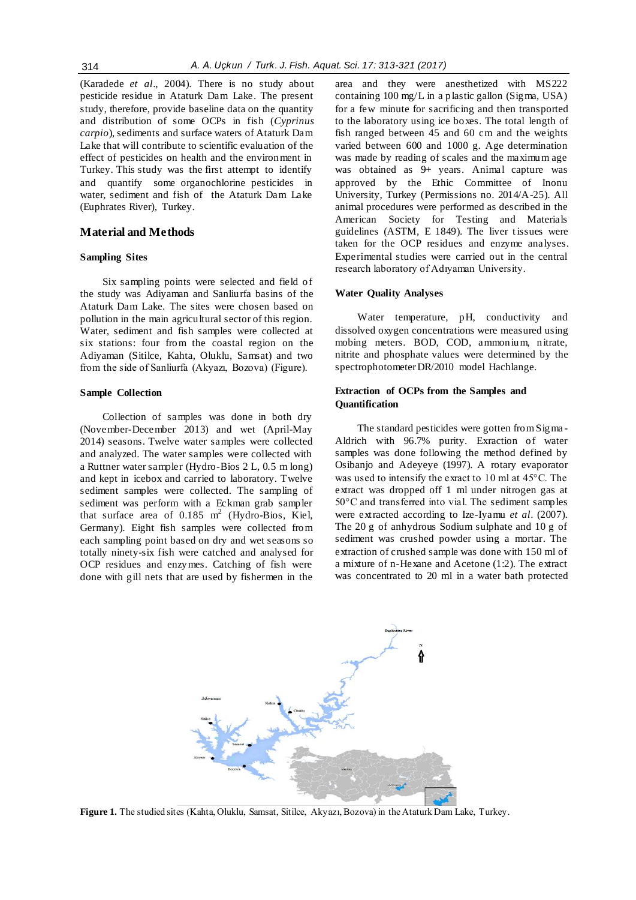(Karadede *et al*., 2004). There is no study about pesticide residue in Ataturk Dam Lake. The present study, therefore, provide baseline data on the quantity and distribution of some OCPs in fish (*Cyprinus carpio*), sediments and surface waters of Ataturk Dam Lake that will contribute to scientific evaluation of the effect of pesticides on health and the environment in Turkey. This study was the first attempt to identify and quantify some organochlorine pesticides in water, sediment and fish of the Ataturk Dam Lake (Euphrates River), Turkey.

## Material and Methods

### Sampling Sites

Six sampling points were selected and field of the study was Adiyaman and Sanliurfa basins of the Ataturk Dam Lake. The sites were chosen based on pollution in the main agricultural sector of this region. Water, sediment and fish samples were collected at six stations: four from the coastal region on the Adiyaman (Sitilce, Kahta, Oluklu, Samsat) and two from the side of Sanliurfa (Akyazı, Bozova) (Figure).

### Sample Collection

Collection of samples was done in both dry (November-December 2013) and wet (April-May 2014) seasons. Twelve water samples were collected and analyzed. The water samples were collected with a Ruttner water sampler (Hydro-Bios 2 L, 0.5 m long) and kept in icebox and carried to laboratory. Twelve sediment samples were collected. The sampling of sediment was perform with a Eckman grab sampler that surface area of 0.185 m$^2$ (Hydro-Bios, Kiel, Germany). Eight fish samples were collected from each sampling point based on dry and wet seasons so totally ninety-six fish were catched and analysed for OCP residues and enzymes. Catching of fish were done with gill nets that are used by fishermen in the area and they were anesthetized with MS222 containing 100 mg/L in a plastic gallon (Sigma, USA) for a few minute for sacrificing and then transported to the laboratory using ice boxes. The total length of fish ranged between 45 and 60 cm and the weights varied between 600 and 1000 g. Age determination was made by reading of scales and the maximum age was obtained as 9+ years. Animal capture was approved by the Ethic Committee of Inonu University, Turkey (Permissions no. 2014/A-25). All animal procedures were performed as described in the American Society for Testing and Materials guidelines (ASTM, E 1849). The liver tissues were taken for the OCP residues and enzyme analyses. Experimental studies were carried out in the central research laboratory of Adıyaman University.

### Water Quality Analyses

Water temperature, pH, conductivity and dissolved oxygen concentrations were measured using mobing meters. BOD, COD, ammonium, nitrate, nitrite and phosphate values were determined by the spectrophotometer DR/2010 model Hachlange.

### Extraction of OCPs from the Samples and Quantification

The standard pesticides were gotten from Sigma-Aldrich with 96.7% purity. Extraction of water samples was done following the method defined by Osibanjo and Adeyeye (1997). A rotary evaporator was used to intensify the exract to 10 ml at 45°C. The extract was dropped off 1 ml under nitrogen gas at 50°C and transferred into vial. The sediment samples were extracted according to Ize-Iyamu *et al*. (2007). The 20 g of anhydrous Sodium sulphate and 10 g of sediment was crushed powder using a mortar. The extraction of crushed sample was done with 150 ml of a mixture of n-Hexane and Acetone (1:2). The extract was concentrated to 20 ml in a water bath protected

**Figure 1.** The studied sites (Kahta, Oluklu, Samsat, Sitilce, Akyazı, Bozova) in the Ataturk Dam Lake, Turkey.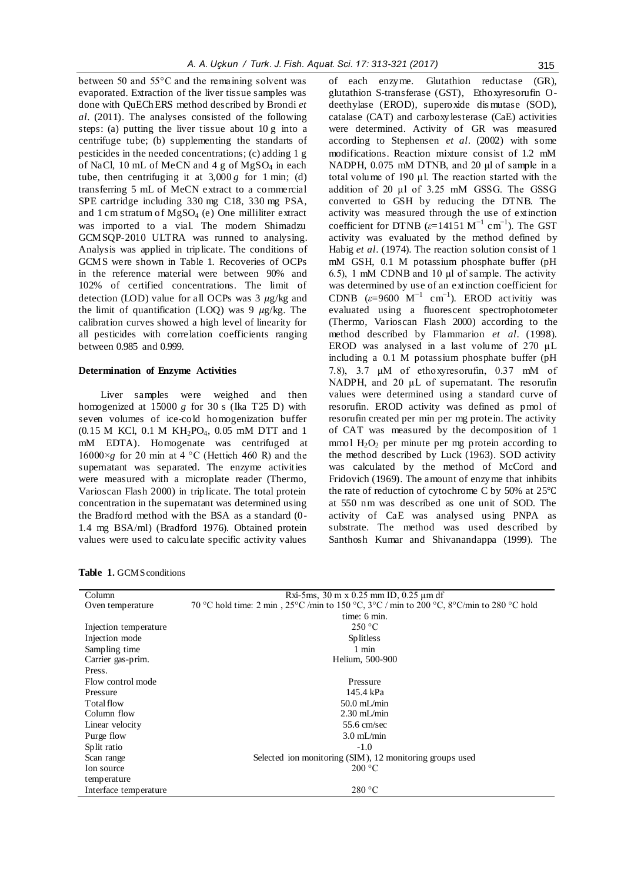between 50 and 55°C and the remaining solvent was evaporated. Extraction of the liver tissue samples was done with QuEChERS method described by Brondi *et al*. (2011). The analyses consisted of the following steps: (a) putting the liver tissue about 10 g into a centrifuge tube; (b) supplementing the standarts of pesticides in the needed concentrations; (c) adding 1 g of NaCl, 10 mL of MeCN and 4 g of $MgSO_4$ in each tube, then centrifuging it at 3,000 *g* for 1 min; (d) transferring 5 mL of MeCN extract to a commercial SPE cartridge including 330 mg C18, 330 mg PSA, and 1 cm stratum of $MgSO_4$ (e) One milliliter extract was imported to a vial. The modern Shimadzu GCMSQP-2010 ULTRA was runned to analysing. Analysis was applied in triplicate. The conditions of GCMS were shown in Table 1. Recoveries of OCPs in the reference material were between 90% and 102% of certified concentrations. The limit of detection (LOD) value for all OCPs was 3 $\mu$g/kg and the limit of quantification (LOQ) was 9 $\mu$g/kg. The calibration curves showed a high level of linearity for all pesticides with correlation coefficients ranging between 0.985 and 0.999.

### Determination of Enzyme Activities

Liver samples were weighed and then homogenized at 15000 *g* for 30 s (Ika T25 D) with seven volumes of ice-cold homogenization buffer (0.15 M KCl, 0.1 M $KH_2PO_4$, 0.05 mM DTT and 1 mM EDTA). Homogenate was centrifuged at 16000×*g* for 20 min at 4 °C (Hettich 460 R) and the supernatant was separated. The enzyme activities were measured with a microplate reader (Thermo, Varioscan Flash 2000) in triplicate. The total protein concentration in the supernatant was determined using the Bradford method with the BSA as a standard (0-1.4 mg BSA/ml) (Bradford 1976). Obtained protein values were used to calculate specific activity values of each enzyme. Glutathion reductase (GR), glutathion S-transferase (GST), Ethoxyresorufin O-deethylase (EROD), superoxide dismutase (SOD), catalase (CAT) and carboxylesterase (CaE) activities were determined. Activity of GR was measured according to Stephensen *et al*. (2002) with some modifications. Reaction mixture consist of 1.2 mM NADPH, 0.075 mM DTNB, and 20 µl of sample in a total volume of 190 µl. The reaction started with the addition of 20 µl of 3.25 mM GSSG. The GSSG converted to GSH by reducing the DTNB. The activity was measured through the use of extinction coefficient for DTNB ($\varepsilon$=14151 $M^{-1}$ $cm^{-1}$). The GST activity was evaluated by the method defined by Habig *et al*. (1974). The reaction solution consist of 1 mM GSH, 0.1 M potassium phosphate buffer (pH 6.5), 1 mM CDNB and 10 µl of sample. The activity was determined by use of an extinction coefficient for CDNB ($\varepsilon$=9600 $M^{-1}$ $cm^{-1}$). EROD activitiy was evaluated using a fluorescent spectrophotometer (Thermo, Varioscan Flash 2000) according to the method described by Flammarion *et al*. (1998). EROD was analysed in a last volume of 270 µL including a 0.1 M potassium phosphate buffer (pH 7.8), 3.7 µM of ethoxyresorufin, 0.37 mM of NADPH, and 20 µL of supernatant. The resorufin values were determined using a standard curve of resorufin. EROD activity was defined as pmol of resorufin created per min per mg protein. The activity of CAT was measured by the decomposition of 1 mmol $H_2O_2$ per minute per mg protein according to the method described by Luck (1963). SOD activity was calculated by the method of McCord and Fridovich (1969). The amount of enzyme that inhibits the rate of reduction of cytochrome C by 50% at 25°C at 550 nm was described as one unit of SOD. The activity of CaE was analysed using PNPA as substrate. The method was used described by Santhosh Kumar and Shivanandappa (1999). The

**Table 1.** GCMS conditions

| | |
|---|---|
| Column | Rxi-5ms, 30 m x 0.25 mm ID, 0.25 µm df |
| Oven temperature | 70 °C hold time: 2 min , 25°C /min to 150 °C, 3°C / min to 200 °C, 8°C/min to 280 °C hold time: 6 min. |
| Injection temperature | 250 °C |
| Injection mode | Splitless |
| Sampling time | 1 min |
| Carrier gas-prim. Press. | Helium, 500-900 |
| Flow control mode | Pressure |
| Pressure | 145.4 kPa |
| Total flow | 50.0 mL/min |
| Column flow | 2.30 mL/min |
| Linear velocity | 55.6 cm/sec |
| Purge flow | 3.0 mL/min |
| Split ratio | -1.0 |
| Scan range | Selected ion monitoring (SIM), 12 monitoring groups used |
| Ion source temperature | 200 °C |
| Interface temperature | 280 °C |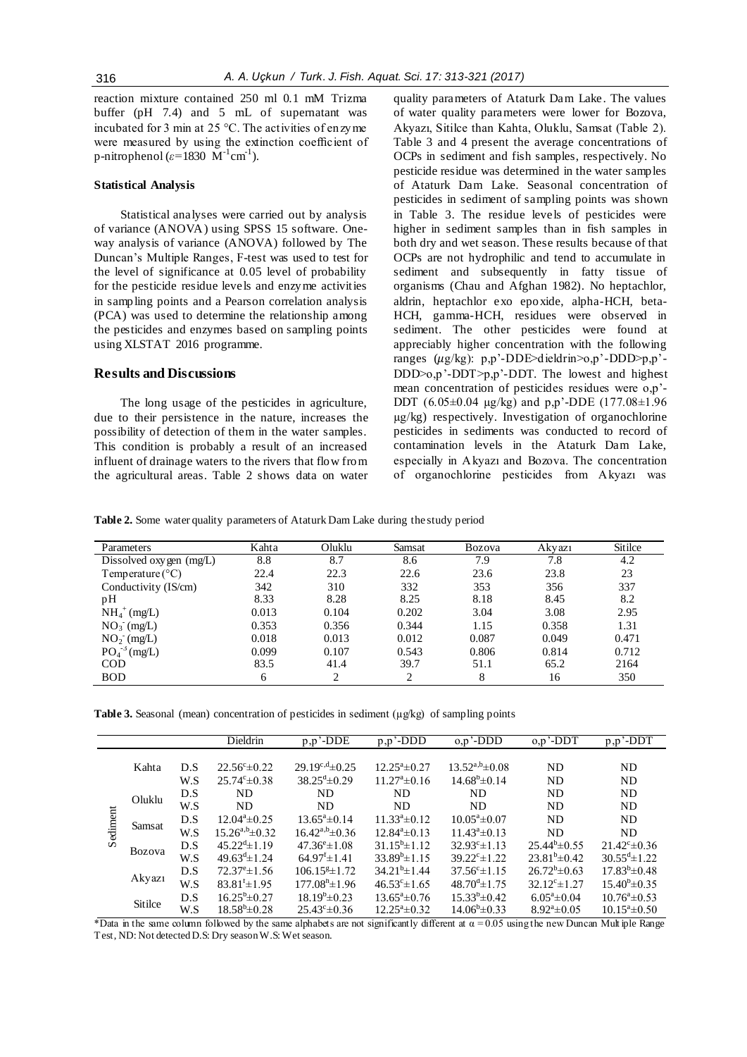reaction mixture contained 250 ml 0.1 mM Trizma buffer (pH 7.4) and 5 mL of supernatant was incubated for 3 min at 25 °C. The activities of enzyme were measured by using the extinction coefficient of p-nitrophenol ($\varepsilon$=1830 $M^{-1}cm^{-1}$).

### Statistical Analysis

Statistical analyses were carried out by analysis of variance (ANOVA) using SPSS 15 software. One-way analysis of variance (ANOVA) followed by The Duncan's Multiple Ranges, F-test was used to test for the level of significance at 0.05 level of probability for the pesticide residue levels and enzyme activities in sampling points and a Pearson correlation analysis (PCA) was used to determine the relationship among the pesticides and enzymes based on sampling points using XLSTAT 2016 programme.

## Results and Discussions

The long usage of the pesticides in agriculture, due to their persistence in the nature, increases the possibility of detection of them in the water samples. This condition is probably a result of an increased influent of drainage waters to the rivers that flow from the agricultural areas. Table 2 shows data on water quality parameters of Ataturk Dam Lake. The values of water quality parameters were lower for Bozova, Akyazı, Sitilce than Kahta, Oluklu, Samsat (Table 2). Table 3 and 4 present the average concentrations of OCPs in sediment and fish samples, respectively. No pesticide residue was determined in the water samples of Ataturk Dam Lake. Seasonal concentration of pesticides in sediment of sampling points was shown in Table 3. The residue levels of pesticides were higher in sediment samples than in fish samples in both dry and wet season. These results because of that OCPs are not hydrophilic and tend to accumulate in sediment and subsequently in fatty tissue of organisms (Chau and Afghan 1982). No heptachlor, aldrin, heptachlor exo epoxide, alpha-HCH, beta-HCH, gamma-HCH, residues were observed in sediment. The other pesticides were found at appreciably higher concentration with the following ranges ($\mu$g/kg): p,p'-DDE>dieldrin>o,p'-DDD>p,p'-DDD>o,p'-DDT>p,p'-DDT. The lowest and highest mean concentration of pesticides residues were o,p'-DDT (6.05±0.04 µg/kg) and p,p'-DDE (177.08±1.96 µg/kg) respectively. Investigation of organochlorine pesticides in sediments was conducted to record of contamination levels in the Ataturk Dam Lake, especially in Akyazı and Bozova. The concentration of organochlorine pesticides from Akyazı was

**Table 2.** Some water quality parameters of Ataturk Dam Lake during the study period

| Parameters | Kahta | Oluklu | Samsat | Bozova | Akyazı | Sitilce |
|---|---|---|---|---|---|---|
| Dissolved oxygen (mg/L) | 8.8 | 8.7 | 8.6 | 7.9 | 7.8 | 4.2 |
| Temperature (°C) | 22.4 | 22.3 | 22.6 | 23.6 | 23.8 | 23 |
| Conductivity (IS/cm) | 342 | 310 | 332 | 353 | 356 | 337 |
| pH | 8.33 | 8.28 | 8.25 | 8.18 | 8.45 | 8.2 |
| $NH_4^+$ (mg/L) | 0.013 | 0.104 | 0.202 | 3.04 | 3.08 | 2.95 |
| $NO_3^-$ (mg/L) | 0.353 | 0.356 | 0.344 | 1.15 | 0.358 | 1.31 |
| $NO_2^-$ (mg/L) | 0.018 | 0.013 | 0.012 | 0.087 | 0.049 | 0.471 |
| $PO_4^{-3}$ (mg/L) | 0.099 | 0.107 | 0.543 | 0.806 | 0.814 | 0.712 |
| COD | 83.5 | 41.4 | 39.7 | 51.1 | 65.2 | 2164 |
| BOD | 6 | 2 | 2 | 8 | 16 | 350 |

**Table 3.** Seasonal (mean) concentration of pesticides in sediment (µg/kg) of sampling points

| | | | Dieldrin | p,p'-DDE | p,p'-DDD | o,p'-DDD | o,p'-DDT | p,p'-DDT |
|---|---|---|---|---|---|---|---|---|
| Sediment | Kahta | D.S | $22.56^{c}$±0.22 | $29.19^{c,d}$±0.25 | $12.25^{a}$±0.27 | $13.52^{a,b}$±0.08 | ND | ND |
| | | W.S | $25.74^{c}$±0.38 | $38.25^{d}$±0.29 | $11.27^{a}$±0.16 | $14.68^{b}$±0.14 | ND | ND |
| | Oluklu | D.S | ND | ND | ND | ND | ND | ND |
| | | W.S | ND | ND | ND | ND | ND | ND |
| | Samsat | D.S | $12.04^{a}$±0.25 | $13.65^{a}$±0.14 | $11.33^{a}$±0.12 | $10.05^{a}$±0.07 | ND | ND |
| | | W.S | $15.26^{a,b}$±0.32 | $16.42^{a,b}$±0.36 | $12.84^{a}$±0.13 | $11.43^{a}$±0.13 | ND | ND |
| | Bozova | D.S | $45.22^{d}$±1.19 | $47.36^{e}$±1.08 | $31.15^{b}$±1.12 | $32.93^{c}$±1.13 | $25.44^{b}$±0.55 | $21.42^{c}$±0.36 |
| | | W.S | $49.63^{d}$±1.24 | $64.97^{f}$±1.41 | $33.89^{b}$±1.15 | $39.22^{c}$±1.22 | $23.81^{b}$±0.42 | $30.55^{d}$±1.22 |
| | Akyazı | D.S | $72.37^{e}$±1.56 | $106.15^{g}$±1.72 | $34.21^{b}$±1.44 | $37.56^{c}$±1.15 | $26.72^{b}$±0.63 | $17.83^{b}$±0.48 |
| | | W.S | $83.81^{f}$±1.95 | $177.08^{h}$±1.96 | $46.53^{c}$±1.65 | $48.70^{d}$±1.75 | $32.12^{c}$±1.27 | $15.40^{b}$±0.35 |
| | Sitilce | D.S | $16.25^{b}$±0.27 | $18.19^{b}$±0.23 | $13.65^{a}$±0.76 | $15.33^{b}$±0.42 | $6.05^{a}$±0.04 | $10.76^{a}$±0.53 |
| | | W.S | $18.58^{b}$±0.28 | $25.43^{c}$±0.36 | $12.25^{a}$±0.32 | $14.06^{b}$±0.33 | $8.92^{a}$±0.05 | $10.15^{a}$±0.50 |

*Data in the same column followed by the same alphabets are not significantly different at $\alpha$ = 0.05 using the new Duncan Multiple Range Test, ND: Not detected D.S: Dry season W.S: Wet season.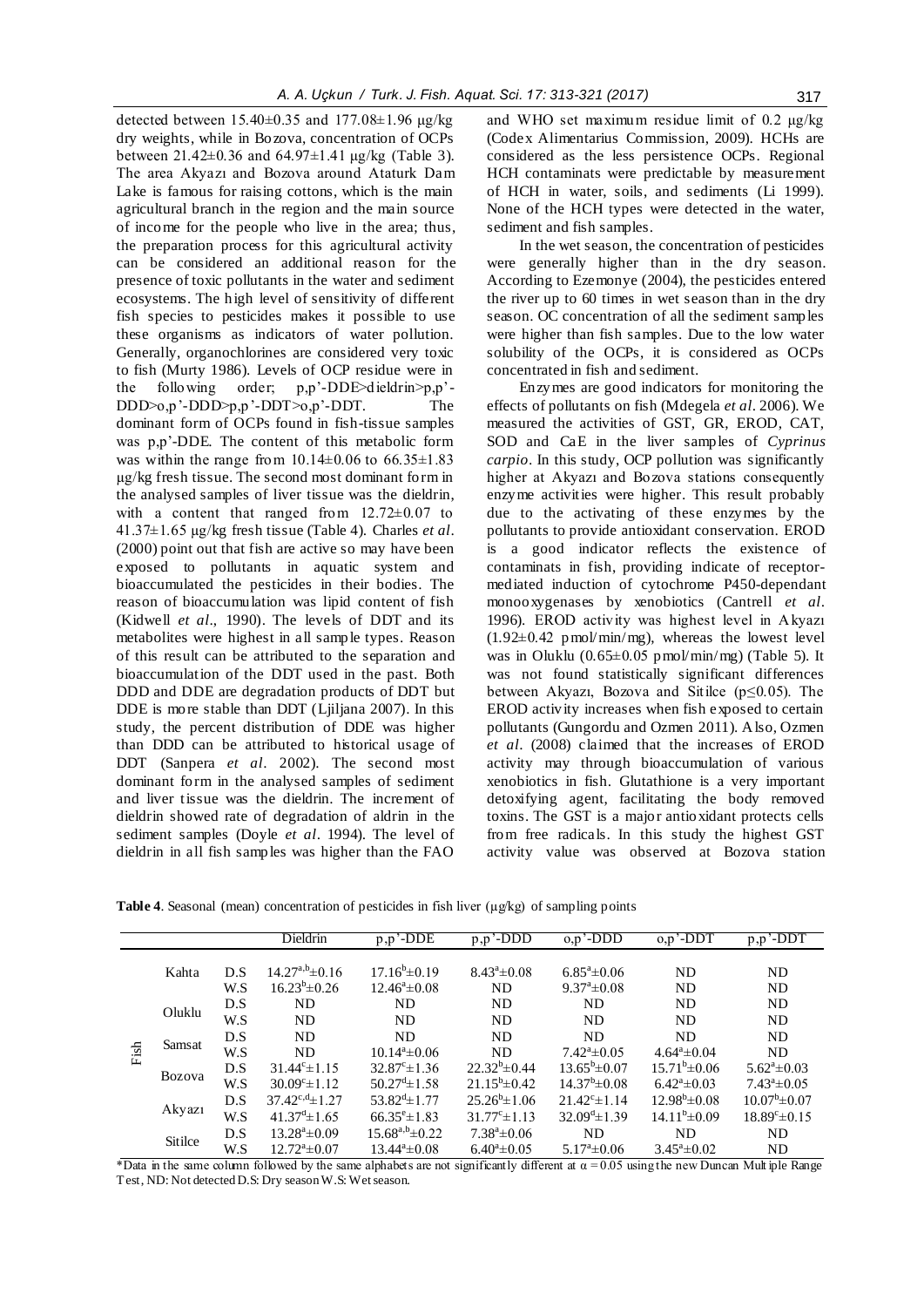detected between 15.40±0.35 and 177.08±1.96 μg/kg dry weights, while in Bozova, concentration of OCPs between 21.42±0.36 and 64.97±1.41 μg/kg (Table 3). The area Akyazı and Bozova around Ataturk Dam Lake is famous for raising cottons, which is the main agricultural branch in the region and the main source of income for the people who live in the area; thus, the preparation process for this agricultural activity can be considered an additional reason for the presence of toxic pollutants in the water and sediment ecosystems. The high level of sensitivity of different fish species to pesticides makes it possible to use these organisms as indicators of water pollution. Generally, organochlorines are considered very toxic to fish (Murty 1986). Levels of OCP residue were in the following order; p,p'-DDE>dieldrin>p,p'-DDD>o,p'-DDD>p,p'-DDT>o,p'-DDT. The dominant form of OCPs found in fish-tissue samples was p,p'-DDE. The content of this metabolic form was within the range from 10.14±0.06 to 66.35±1.83 μg/kg fresh tissue. The second most dominant form in the analysed samples of liver tissue was the dieldrin, with a content that ranged from 12.72±0.07 to 41.37±1.65 μg/kg fresh tissue (Table 4). Charles *et al*. (2000) point out that fish are active so may have been exposed to pollutants in aquatic system and bioaccumulated the pesticides in their bodies. The reason of bioaccumulation was lipid content of fish (Kidwell *et al*., 1990). The levels of DDT and its metabolites were highest in all sample types. Reason of this result can be attributed to the separation and bioaccumulation of the DDT used in the past. Both DDD and DDE are degradation products of DDT but DDE is more stable than DDT (Ljiljana 2007). In this study, the percent distribution of DDE was higher than DDD can be attributed to historical usage of DDT (Sanpera *et al*. 2002). The second most dominant form in the analysed samples of sediment and liver tissue was the dieldrin. The increment of dieldrin showed rate of degradation of aldrin in the sediment samples (Doyle *et al*. 1994). The level of dieldrin in all fish samples was higher than the FAO and WHO set maximum residue limit of 0.2 μg/kg (Codex Alimentarius Commission, 2009). HCHs are considered as the less persistence OCPs. Regional HCH contaminats were predictable by measurement of HCH in water, soils, and sediments (Li 1999). None of the HCH types were detected in the water, sediment and fish samples.

In the wet season, the concentration of pesticides were generally higher than in the dry season. According to Ezemonye (2004), the pesticides entered the river up to 60 times in wet season than in the dry season. OC concentration of all the sediment samples were higher than fish samples. Due to the low water solubility of the OCPs, it is considered as OCPs concentrated in fish and sediment.

Enzymes are good indicators for monitoring the effects of pollutants on fish (Mdegela *et al*. 2006). We measured the activities of GST, GR, EROD, CAT, SOD and CaE in the liver samples of *Cyprinus carpio*. In this study, OCP pollution was significantly higher at Akyazı and Bozova stations consequently enzyme activities were higher. This result probably due to the activating of these enzymes by the pollutants to provide antioxidant conservation. EROD is a good indicator reflects the existence of contaminats in fish, providing indicate of receptor-mediated induction of cytochrome P450-dependant monooxygenases by xenobiotics (Cantrell *et al*. 1996). EROD activity was highest level in Akyazı (1.92±0.42 pmol/min/mg), whereas the lowest level was in Oluklu (0.65±0.05 pmol/min/mg) (Table 5). It was not found statistically significant differences between Akyazı, Bozova and Sitilce ($p \leq 0.05$). The EROD activity increases when fish exposed to certain pollutants (Gungordu and Ozmen 2011). Also, Ozmen *et al*. (2008) claimed that the increases of EROD activity may through bioaccumulation of various xenobiotics in fish. Glutathione is a very important detoxifying agent, facilitating the body removed toxins. The GST is a major antioxidant protects cells from free radicals. In this study the highest GST activity value was observed at Bozova station

**Table 4**. Seasonal (mean) concentration of pesticides in fish liver (μg/kg) of sampling points

| | | | Dieldrin | p,p'-DDE | p,p'-DDD | o,p'-DDD | o,p'-DDT | p,p'-DDT |
|---|---|---|---|---|---|---|---|---|
| Fish | Kahta | D.S | $14.27^{a,b}$±0.16 | $17.16^{b}$±0.19 | $8.43^{a}$±0.08 | $6.85^{a}$±0.06 | ND | ND |
| | | W.S | $16.23^{b}$±0.26 | $12.46^{a}$±0.08 | ND | $9.37^{a}$±0.08 | ND | ND |
| | Oluklu | D.S | ND | ND | ND | ND | ND | ND |
| | | W.S | ND | ND | ND | ND | ND | ND |
| | Samsat | D.S | ND | ND | ND | ND | ND | ND |
| | | W.S | ND | $10.14^{a}$±0.06 | ND | $7.42^{a}$±0.05 | $4.64^{a}$±0.04 | ND |
| | Bozova | D.S | $31.44^{c}$±1.15 | $32.87^{c}$±1.36 | $22.32^{b}$±0.44 | $13.65^{b}$±0.07 | $15.71^{b}$±0.06 | $5.62^{a}$±0.03 |
| | | W.S | $30.09^{c}$±1.12 | $50.27^{d}$±1.58 | $21.15^{b}$±0.42 | $14.37^{b}$±0.08 | $6.42^{a}$±0.03 | $7.43^{a}$±0.05 |
| | Akyazı | D.S | $37.42^{c,d}$±1.27 | $53.82^{d}$±1.77 | $25.26^{b}$±1.06 | $21.42^{c}$±1.14 | $12.98^{b}$±0.08 | $10.07^{b}$±0.07 |
| | | W.S | $41.37^{d}$±1.65 | $66.35^{e}$±1.83 | $31.77^{c}$±1.13 | $32.09^{d}$±1.39 | $14.11^{b}$±0.09 | $18.89^{c}$±0.15 |
| | Sitilce | D.S | $13.28^{a}$±0.09 | $15.68^{a,b}$±0.22 | $7.38^{a}$±0.06 | ND | ND | ND |
| | | W.S | $12.72^{a}$±0.07 | $13.44^{a}$±0.08 | $6.40^{a}$±0.05 | $5.17^{a}$±0.06 | $3.45^{a}$±0.02 | ND |

*Data in the same column followed by the same alphabets are not significantly different at $\alpha = 0.05$ using the new Duncan Multiple Range Test, ND: Not detected D.S: Dry season W.S: Wet season.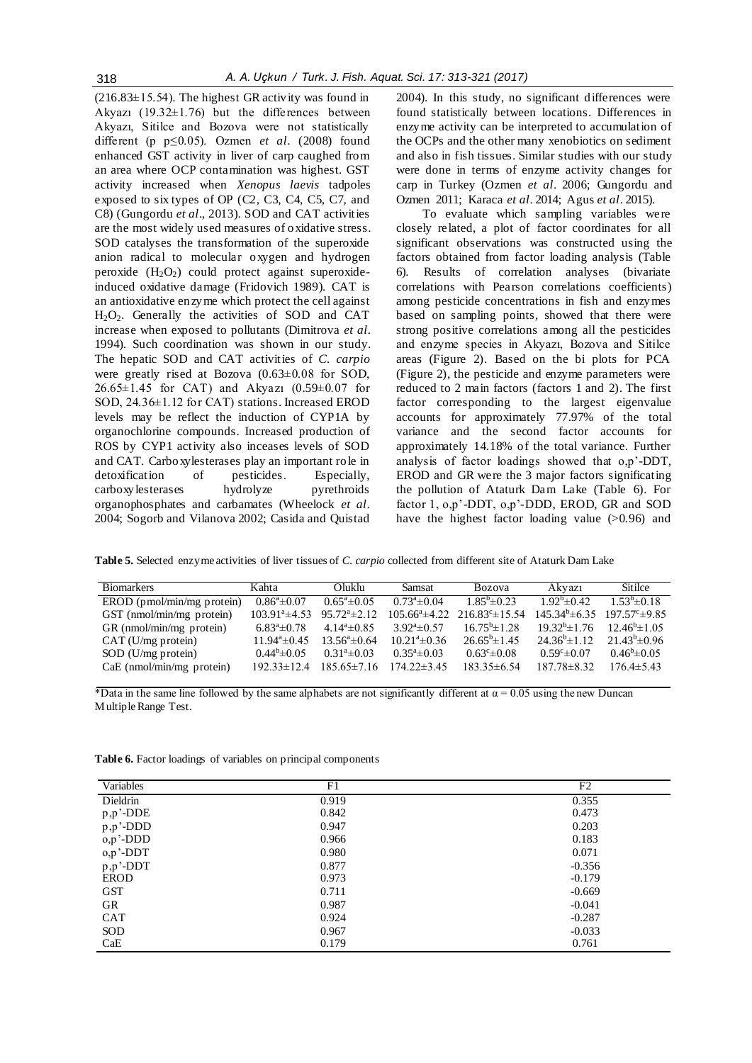(216.83±15.54). The highest GR activity was found in Akyazı (19.32±1.76) but the differences between Akyazı, Sitilce and Bozova were not statistically different (p p≤0.05). Ozmen *et al*. (2008) found enhanced GST activity in liver of carp caughed from an area where OCP contamination was highest. GST activity increased when *Xenopus laevis* tadpoles exposed to six types of OP (C2, C3, C4, C5, C7, and C8) (Gungordu *et al*., 2013). SOD and CAT activities are the most widely used measures of oxidative stress. SOD catalyses the transformation of the superoxide anion radical to molecular oxygen and hydrogen peroxide ($H_2O_2$) could protect against superoxide-induced oxidative damage (Fridovich 1989). CAT is an antioxidative enzyme which protect the cell against $H_2O_2$. Generally the activities of SOD and CAT increase when exposed to pollutants (Dimitrova *et al*. 1994). Such coordination was shown in our study. The hepatic SOD and CAT activities of *C. carpio* were greatly rised at Bozova (0.63±0.08 for SOD, 26.65±1.45 for CAT) and Akyazı (0.59±0.07 for SOD, 24.36±1.12 for CAT) stations. Increased EROD levels may be reflect the induction of CYP1A by organochlorine compounds. Increased production of ROS by CYP1 activity also inceases levels of SOD and CAT. Carboxylesterases play an important role in detoxification of pesticides. Especially, carboxylesterases hydrolyze pyrethroids organophosphates and carbamates (Wheelock *et al*. 2004; Sogorb and Vilanova 2002; Casida and Quistad 2004). In this study, no significant differences were found statistically between locations. Differences in enzyme activity can be interpreted to accumulation of the OCPs and the other many xenobiotics on sediment and also in fish tissues. Similar studies with our study were done in terms of enzyme activity changes for carp in Turkey (Ozmen *et al*. 2006; Gungordu and Ozmen 2011; Karaca *et al*. 2014; Agus *et al*. 2015).

To evaluate which sampling variables were closely related, a plot of factor coordinates for all significant observations was constructed using the factors obtained from factor loading analysis (Table 6). Results of correlation analyses (bivariate correlations with Pearson correlations coefficients) among pesticide concentrations in fish and enzymes based on sampling points, showed that there were strong positive correlations among all the pesticides and enzyme species in Akyazı, Bozova and Sitilce areas (Figure 2). Based on the bi plots for PCA (Figure 2), the pesticide and enzyme parameters were reduced to 2 main factors (factors 1 and 2). The first factor corresponding to the largest eigenvalue accounts for approximately 77.97% of the total variance and the second factor accounts for approximately 14.18% of the total variance. Further analysis of factor loadings showed that o,p'-DDT, EROD and GR were the 3 major factors significating the pollution of Ataturk Dam Lake (Table 6). For factor 1, o,p'-DDT, o,p'-DDD, EROD, GR and SOD have the highest factor loading value (>0.96) and

**Table 5.** Selected enzyme activities of liver tissues of *C. carpio* collected from different site of Ataturk Dam Lake

| Biomarkers | Kahta | Oluklu | Samsat | Bozova | Akyazı | Sitilce |
|---|---|---|---|---|---|---|
| EROD (pmol/min/mg protein) | $0.86^a$±0.07 | $0.65^a$±0.05 | $0.73^a$±0.04 | $1.85^b$±0.23 | $1.92^b$±0.42 | $1.53^b$±0.18 |
| GST (nmol/min/mg protein) | $103.91^a$±4.53 | $95.72^a$±2.12 | $105.66^a$±4.22 | $216.83^c$±15.54 | $145.34^b$±6.35 | $197.57^c$±9.85 |
| GR (nmol/min/mg protein) | $6.83^a$±0.78 | $4.14^a$±0.85 | $3.92^a$±0.57 | $16.75^b$±1.28 | $19.32^b$±1.76 | $12.46^b$±1.05 |
| CAT (U/mg protein) | $11.94^a$±0.45 | $13.56^a$±0.64 | $10.21^a$±0.36 | $26.65^b$±1.45 | $24.36^b$±1.12 | $21.43^b$±0.96 |
| SOD (U/mg protein) | $0.44^b$±0.05 | $0.31^a$±0.03 | $0.35^a$±0.03 | $0.63^c$±0.08 | $0.59^c$±0.07 | $0.46^b$±0.05 |
| CaE (nmol/min/mg protein) | 192.33±12.4 | 185.65±7.16 | 174.22±3.45 | 183.35±6.54 | 187.78±8.32 | 176.4±5.43 |

*Data in the same line followed by the same alphabets are not significantly different at α = 0.05 using the new Duncan Multiple Range Test.

**Table 6.** Factor loadings of variables on principal components

| Variables | F1 | F2 |
|---|---|---|
| Dieldrin | 0.919 | 0.355 |
| p,p'-DDE | 0.842 | 0.473 |
| p,p'-DDD | 0.947 | 0.203 |
| o,p'-DDD | 0.966 | 0.183 |
| o,p'-DDT | 0.980 | 0.071 |
| p,p'-DDT | 0.877 | -0.356 |
| EROD | 0.973 | -0.179 |
| GST | 0.711 | -0.669 |
| GR | 0.987 | -0.041 |
| CAT | 0.924 | -0.287 |
| SOD | 0.967 | -0.033 |
| CaE | 0.179 | 0.761 |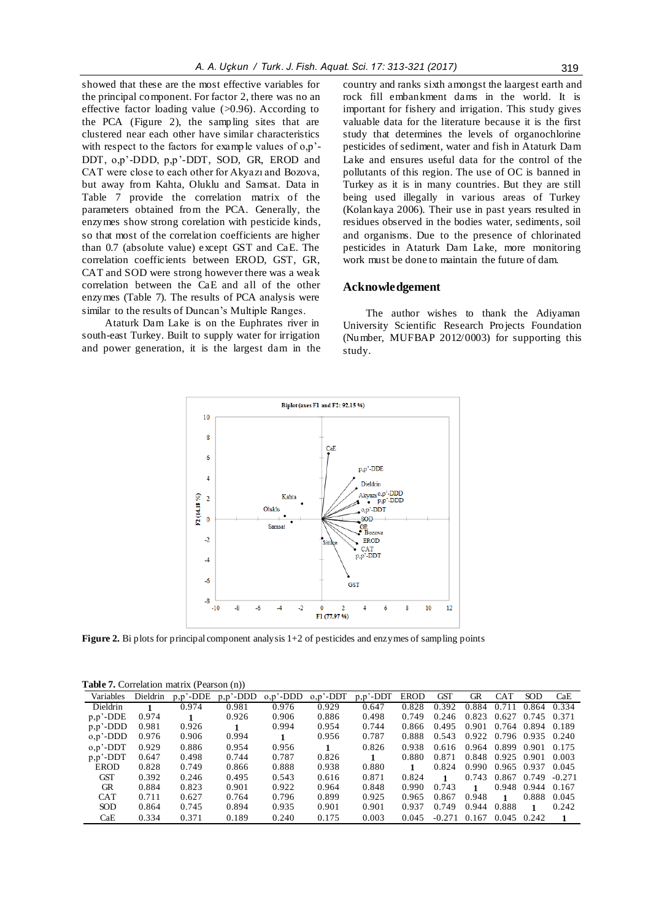showed that these are the most effective variables for the principal component. For factor 2, there was no an effective factor loading value (>0.96). According to the PCA (Figure 2), the sampling sites that are clustered near each other have similar characteristics with respect to the factors for example values of o,p'-DDT, o,p'-DDD, p,p'-DDT, SOD, GR, EROD and CAT were close to each other for Akyazı and Bozova, but away from Kahta, Oluklu and Samsat. Data in Table 7 provide the correlation matrix of the parameters obtained from the PCA. Generally, the enzymes show strong corelation with pesticide kinds, so that most of the correlation coefficients are higher than 0.7 (absolute value) except GST and CaE. The correlation coefficients between EROD, GST, GR, CAT and SOD were strong however there was a weak correlation between the CaE and all of the other enzymes (Table 7). The results of PCA analysis were similar to the results of Duncan's Multiple Ranges.

Ataturk Dam Lake is on the Euphrates river in south-east Turkey. Built to supply water for irrigation and power generation, it is the largest dam in the country and ranks sixth amongst the laargest earth and rock fill embankment dams in the world. It is important for fishery and irrigation. This study gives valuable data for the literature because it is the first study that determines the levels of organochlorine pesticides of sediment, water and fish in Ataturk Dam Lake and ensures useful data for the control of the pollutants of this region. The use of OC is banned in Turkey as it is in many countries. But they are still being used illegally in various areas of Turkey (Kolankaya 2006). Their use in past years resulted in residues observed in the bodies water, sediments, soil and organisms. Due to the presence of chlorinated pesticides in Ataturk Dam Lake, more monitoring work must be done to maintain the future of dam.

## Acknowledgement

The author wishes to thank the Adiyaman University Scientific Research Projects Foundation (Number, MUFBAP 2012/0003) for supporting this study.

**Figure 2.** Bi plots for principal component analysis 1+2 of pesticides and enzymes of sampling points

**Table 7.** Correlation matrix (Pearson (n))

| Variables | Dieldrin | p,p'-DDE | p,p'-DDD | o,p'-DDD | o,p'-DDT | p,p'-DDT | EROD | GST | GR | CAT | SOD | CaE |
|---|---|---|---|---|---|---|---|---|---|---|---|---|
| Dieldrin | **1** | 0.974 | 0.981 | 0.976 | 0.929 | 0.647 | 0.828 | 0.392 | 0.884 | 0.711 | 0.864 | 0.334 |
| p,p'-DDE | 0.974 | **1** | 0.926 | 0.906 | 0.886 | 0.498 | 0.749 | 0.246 | 0.823 | 0.627 | 0.745 | 0.371 |
| p,p'-DDD | 0.981 | 0.926 | **1** | 0.994 | 0.954 | 0.744 | 0.866 | 0.495 | 0.901 | 0.764 | 0.894 | 0.189 |
| o,p'-DDD | 0.976 | 0.906 | 0.994 | **1** | 0.956 | 0.787 | 0.888 | 0.543 | 0.922 | 0.796 | 0.935 | 0.240 |
| o,p'-DDT | 0.929 | 0.886 | 0.954 | 0.956 | **1** | 0.826 | 0.938 | 0.616 | 0.964 | 0.899 | 0.901 | 0.175 |
| p,p'-DDT | 0.647 | 0.498 | 0.744 | 0.787 | 0.826 | **1** | 0.880 | 0.871 | 0.848 | 0.925 | 0.901 | 0.003 |
| EROD | 0.828 | 0.749 | 0.866 | 0.888 | 0.938 | 0.880 | **1** | 0.824 | 0.990 | 0.965 | 0.937 | 0.045 |
| GST | 0.392 | 0.246 | 0.495 | 0.543 | 0.616 | 0.871 | 0.824 | **1** | 0.743 | 0.867 | 0.749 | -0.271 |
| GR | 0.884 | 0.823 | 0.901 | 0.922 | 0.964 | 0.848 | 0.990 | 0.743 | **1** | 0.948 | 0.944 | 0.167 |
| CAT | 0.711 | 0.627 | 0.764 | 0.796 | 0.899 | 0.925 | 0.965 | 0.867 | 0.948 | **1** | 0.888 | 0.045 |
| SOD | 0.864 | 0.745 | 0.894 | 0.935 | 0.901 | 0.901 | 0.937 | 0.749 | 0.944 | 0.888 | **1** | 0.242 |
| CaE | 0.334 | 0.371 | 0.189 | 0.240 | 0.175 | 0.003 | 0.045 | -0.271 | 0.167 | 0.045 | 0.242 | **1** |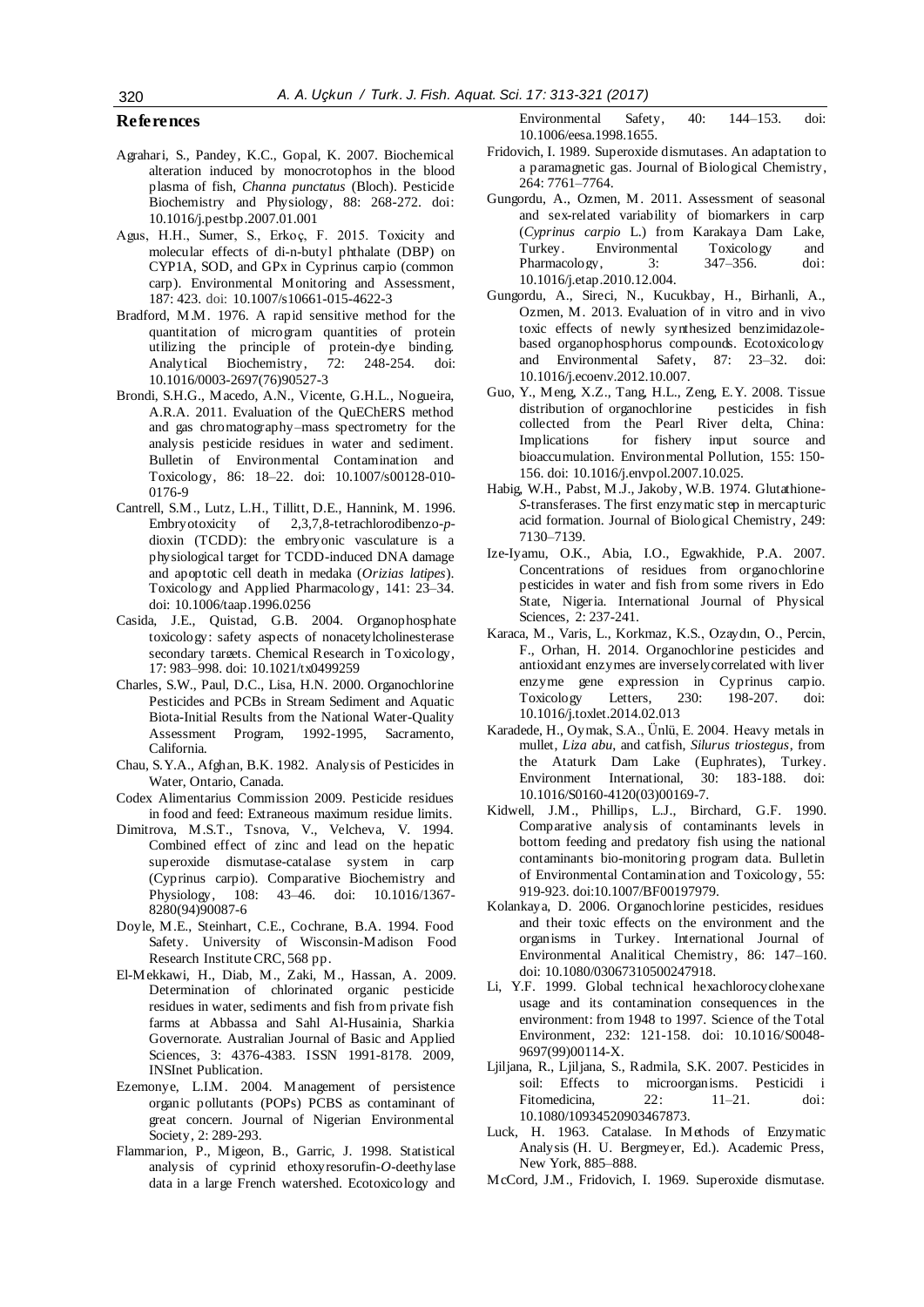## References

Agrahari, S., Pandey, K.C., Gopal, K. 2007. Biochemical alteration induced by monocrotophos in the blood plasma of fish, *Channa punctatus* (Bloch). Pesticide Biochemistry and Physiology, 88: 268-272. doi: 10.1016/j.pestbp.2007.01.001

Agus, H.H., Sumer, S., Erkoç, F. 2015. Toxicity and molecular effects of di-n-butyl phthalate (DBP) on CYP1A, SOD, and GPx in Cyprinus carpio (common carp). Environmental Monitoring and Assessment, 187: 423. doi: 10.1007/s10661-015-4622-3

Bradford, M.M. 1976. A rapid sensitive method for the quantitation of microgram quantities of protein utilizing the principle of protein-dye binding. Analytical Biochemistry, 72: 248-254. doi: 10.1016/0003-2697(76)90527-3

Brondi, S.H.G., Macedo, A.N., Vicente, G.H.L., Nogueira, A.R.A. 2011. Evaluation of the QuEChERS method and gas chromatography–mass spectrometry for the analysis pesticide residues in water and sediment. Bulletin of Environmental Contamination and Toxicology, 86: 18–22. doi: 10.1007/s00128-010-0176-9

Cantrell, S.M., Lutz, L.H., Tillitt, D.E., Hannink, M. 1996. Embryotoxicity of 2,3,7,8-tetrachlorodibenzo-*p*-dioxin (TCDD): the embryonic vasculature is a physiological target for TCDD-induced DNA damage and apoptotic cell death in medaka (*Orizias latipes*). Toxicology and Applied Pharmacology, 141: 23–34. doi: 10.1006/taap.1996.0256

Casida, J.E., Quistad, G.B. 2004. Organophosphate toxicology: safety aspects of nonacetylcholinesterase secondary targets. Chemical Research in Toxicology, 17: 983–998. doi: 10.1021/tx0499259

Charles, S.W., Paul, D.C., Lisa, H.N. 2000. Organochlorine Pesticides and PCBs in Stream Sediment and Aquatic Biota-Initial Results from the National Water-Quality Assessment Program, 1992-1995, Sacramento, California.

Chau, S.Y.A., Afghan, B.K. 1982. Analysis of Pesticides in Water, Ontario, Canada.

Codex Alimentarius Commission 2009. Pesticide residues in food and feed: Extraneous maximum residue limits.

Dimitrova, M.S.T., Tsnova, V., Velcheva, V. 1994. Combined effect of zinc and lead on the hepatic superoxide dismutase-catalase system in carp (Cyprinus carpio). Comparative Biochemistry and Physiology, 108: 43–46. doi: 10.1016/1367-8280(94)90087-6

Doyle, M.E., Steinhart, C.E., Cochrane, B.A. 1994. Food Safety. University of Wisconsin-Madison Food Research Institute CRC, 568 pp.

El-Mekkawi, H., Diab, M., Zaki, M., Hassan, A. 2009. Determination of chlorinated organic pesticide residues in water, sediments and fish from private fish farms at Abbassa and Sahl Al-Husainia, Sharkia Governorate. Australian Journal of Basic and Applied Sciences, 3: 4376-4383. ISSN 1991-8178. 2009, INSInet Publication.

Ezemonye, L.I.M. 2004. Management of persistence organic pollutants (POPs) PCBS as contaminant of great concern. Journal of Nigerian Environmental Society, 2: 289-293.

Flammarion, P., Migeon, B., Garric, J. 1998. Statistical analysis of cyprinid ethoxyresorufin-*O*-deethylase data in a large French watershed. Ecotoxicology and Environmental Safety, 40: 144–153. doi: 10.1006/eesa.1998.1655.

Fridovich, I. 1989. Superoxide dismutases. An adaptation to a paramagnetic gas. Journal of Biological Chemistry, 264: 7761–7764.

Gungordu, A., Ozmen, M. 2011. Assessment of seasonal and sex-related variability of biomarkers in carp (*Cyprinus carpio* L.) from Karakaya Dam Lake, Turkey. Environmental Toxicology and Pharmacology, 3: 347–356. doi: 10.1016/j.etap.2010.12.004.

Gungordu, A., Sireci, N., Kucukbay, H., Birhanli, A., Ozmen, M. 2013. Evaluation of in vitro and in vivo toxic effects of newly synthesized benzimidazole-based organophosphorus compounds. Ecotoxicology and Environmental Safety, 87: 23–32. doi: 10.1016/j.ecoenv.2012.10.007.

Guo, Y., Meng, X.Z., Tang, H.L., Zeng, E.Y. 2008. Tissue distribution of organochlorine pesticides in fish collected from the Pearl River delta, China: Implications for fishery input source and bioaccumulation. Environmental Pollution, 155: 150-156. doi: 10.1016/j.envpol.2007.10.025.

Habig, W.H., Pabst, M.J., Jakoby, W.B. 1974. Glutathione-*S*-transferases. The first enzymatic step in mercapturic acid formation. Journal of Biological Chemistry, 249: 7130–7139.

Ize-Iyamu, O.K., Abia, I.O., Egwakhide, P.A. 2007. Concentrations of residues from organochlorine pesticides in water and fish from some rivers in Edo State, Nigeria. International Journal of Physical Sciences, 2: 237-241.

Karaca, M., Varis, L., Korkmaz, K.S., Ozaydın, O., Percin, F., Orhan, H. 2014. Organochlorine pesticides and antioxidant enzymes are inversely correlated with liver enzyme gene expression in Cyprinus carpio. Toxicology Letters, 230: 198-207. doi: 10.1016/j.toxlet.2014.02.013

Karadede, H., Oymak, S.A., Ünlü, E. 2004. Heavy metals in mullet, *Liza abu*, and catfish, *Silurus triostegus*, from the Ataturk Dam Lake (Euphrates), Turkey. Environment International, 30: 183-188. doi: 10.1016/S0160-4120(03)00169-7.

Kidwell, J.M., Phillips, L.J., Birchard, G.F. 1990. Comparative analysis of contaminants levels in bottom feeding and predatory fish using the national contaminants bio-monitoring program data. Bulletin of Environmental Contamination and Toxicology, 55: 919-923. doi:10.1007/BF00197979.

Kolankaya, D. 2006. Organochlorine pesticides, residues and their toxic effects on the environment and the organisms in Turkey. International Journal of Environmental Analitical Chemistry, 86: 147–160. doi: 10.1080/03067310500247918.

Li, Y.F. 1999. Global technical hexachlorocyclohexane usage and its contamination consequences in the environment: from 1948 to 1997. Science of the Total Environment, 232: 121-158. doi: 10.1016/S0048-9697(99)00114-X.

Ljiljana, R., Ljiljana, S., Radmila, S.K. 2007. Pesticides in soil: Effects to microorganisms. Pesticidi i Fitomedicina, 22: 11–21. doi: 10.1080/10934520903467873.

Luck, H. 1963. Catalase. In Methods of Enzymatic Analysis (H. U. Bergmeyer, Ed.). Academic Press, New York, 885–888.

McCord, J.M., Fridovich, I. 1969. Superoxide dismutase.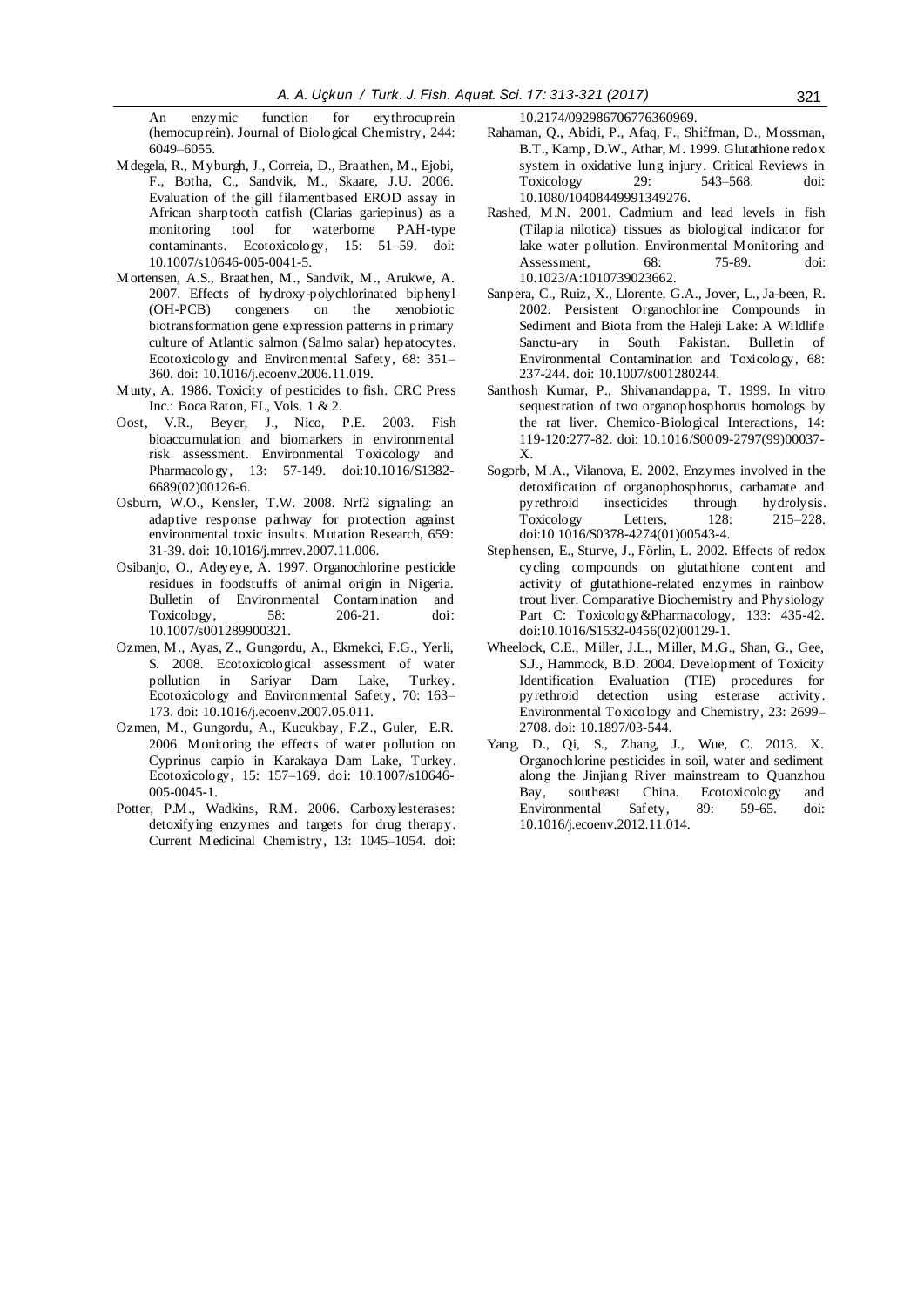An enzymic function for erythrocuprein (hemocuprein). Journal of Biological Chemistry, 244: 6049–6055.

Mdegela, R., Myburgh, J., Correia, D., Braathen, M., Ejobi, F., Botha, C., Sandvik, M., Skaare, J.U. 2006. Evaluation of the gill filamentbased EROD assay in African sharptooth catfish (Clarias gariepinus) as a monitoring tool for waterborne PAH-type contaminants. Ecotoxicology, 15: 51–59. doi: 10.1007/s10646-005-0041-5.

Mortensen, A.S., Braathen, M., Sandvik, M., Arukwe, A. 2007. Effects of hydroxy-polychlorinated biphenyl (OH-PCB) congeners on the xenobiotic biotransformation gene expression patterns in primary culture of Atlantic salmon (Salmo salar) hepatocytes. Ecotoxicology and Environmental Safety, 68: 351–360. doi: 10.1016/j.ecoenv.2006.11.019.

Murty, A. 1986. Toxicity of pesticides to fish. CRC Press Inc.: Boca Raton, FL, Vols. 1 & 2.

Oost, V.R., Beyer, J., Nico, P.E. 2003. Fish bioaccumulation and biomarkers in environmental risk assessment. Environmental Toxicology and Pharmacology, 13: 57-149. doi:10.1016/S1382-6689(02)00126-6.

Osburn, W.O., Kensler, T.W. 2008. Nrf2 signaling: an adaptive response pathway for protection against environmental toxic insults. Mutation Research, 659: 31-39. doi: 10.1016/j.mrrev.2007.11.006.

Osibanjo, O., Adeyeye, A. 1997. Organochlorine pesticide residues in foodstuffs of animal origin in Nigeria. Bulletin of Environmental Contamination and Toxicology, 58: 206-21. doi: 10.1007/s001289900321.

Ozmen, M., Ayas, Z., Gungordu, A., Ekmekci, F.G., Yerli, S. 2008. Ecotoxicological assessment of water pollution in Sariyar Dam Lake, Turkey. Ecotoxicology and Environmental Safety, 70: 163–173. doi: 10.1016/j.ecoenv.2007.05.011.

Ozmen, M., Gungordu, A., Kucukbay, F.Z., Guler, E.R. 2006. Monitoring the effects of water pollution on Cyprinus carpio in Karakaya Dam Lake, Turkey. Ecotoxicology, 15: 157–169. doi: 10.1007/s10646-005-0045-1.

Potter, P.M., Wadkins, R.M. 2006. Carboxylesterases: detoxifying enzymes and targets for drug therapy. Current Medicinal Chemistry, 13: 1045–1054. doi: 10.2174/092986706776360969.

Rahaman, Q., Abidi, P., Afaq, F., Shiffman, D., Mossman, B.T., Kamp, D.W., Athar, M. 1999. Glutathione redox system in oxidative lung injury. Critical Reviews in Toxicology 29: 543–568. doi: 10.1080/10408449991349276.

Rashed, M.N. 2001. Cadmium and lead levels in fish (Tilapia nilotica) tissues as biological indicator for lake water pollution. Environmental Monitoring and Assessment, 68: 75-89. doi: 10.1023/A:1010739023662.

Sanpera, C., Ruiz, X., Llorente, G.A., Jover, L., Ja-been, R. 2002. Persistent Organochlorine Compounds in Sediment and Biota from the Haleji Lake: A Wildlife Sanctu-ary in South Pakistan. Bulletin of Environmental Contamination and Toxicology, 68: 237-244. doi: 10.1007/s001280244.

Santhosh Kumar, P., Shivanandappa, T. 1999. In vitro sequestration of two organophosphorus homologs by the rat liver. Chemico-Biological Interactions, 14: 119-120:277-82. doi: 10.1016/S0009-2797(99)00037-X.

Sogorb, M.A., Vilanova, E. 2002. Enzymes involved in the detoxification of organophosphorus, carbamate and pyrethroid insecticides through hydrolysis. Toxicology Letters, 128: 215–228. doi:10.1016/S0378-4274(01)00543-4.

Stephensen, E., Sturve, J., Förlin, L. 2002. Effects of redox cycling compounds on glutathione content and activity of glutathione-related enzymes in rainbow trout liver. Comparative Biochemistry and Physiology Part C: Toxicology&Pharmacology, 133: 435-42. doi:10.1016/S1532-0456(02)00129-1.

Wheelock, C.E., Miller, J.L., Miller, M.G., Shan, G., Gee, S.J., Hammock, B.D. 2004. Development of Toxicity Identification Evaluation (TIE) procedures for pyrethroid detection using esterase activity. Environmental Toxicology and Chemistry, 23: 2699–2708. doi: 10.1897/03-544.

Yang, D., Qi, S., Zhang, J., Wue, C. 2013. X. Organochlorine pesticides in soil, water and sediment along the Jinjiang River mainstream to Quanzhou Bay, southeast China. Ecotoxicology and Environmental Safety, 89: 59-65. doi: 10.1016/j.ecoenv.2012.11.014.